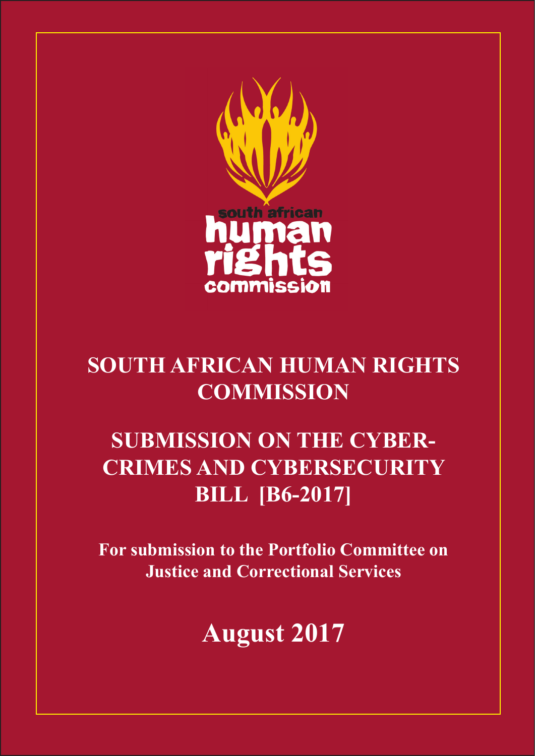south african human rights commission

# SOUTH AFRICAN HUMAN RIGHTS COMMISSION

# SUBMISSION ON THE CYBER-CRIMES AND CYBERSECURITY BILL [B6-2017]

**For submission to the Portfolio Committee on Justice and Correctional Services**

## August 2017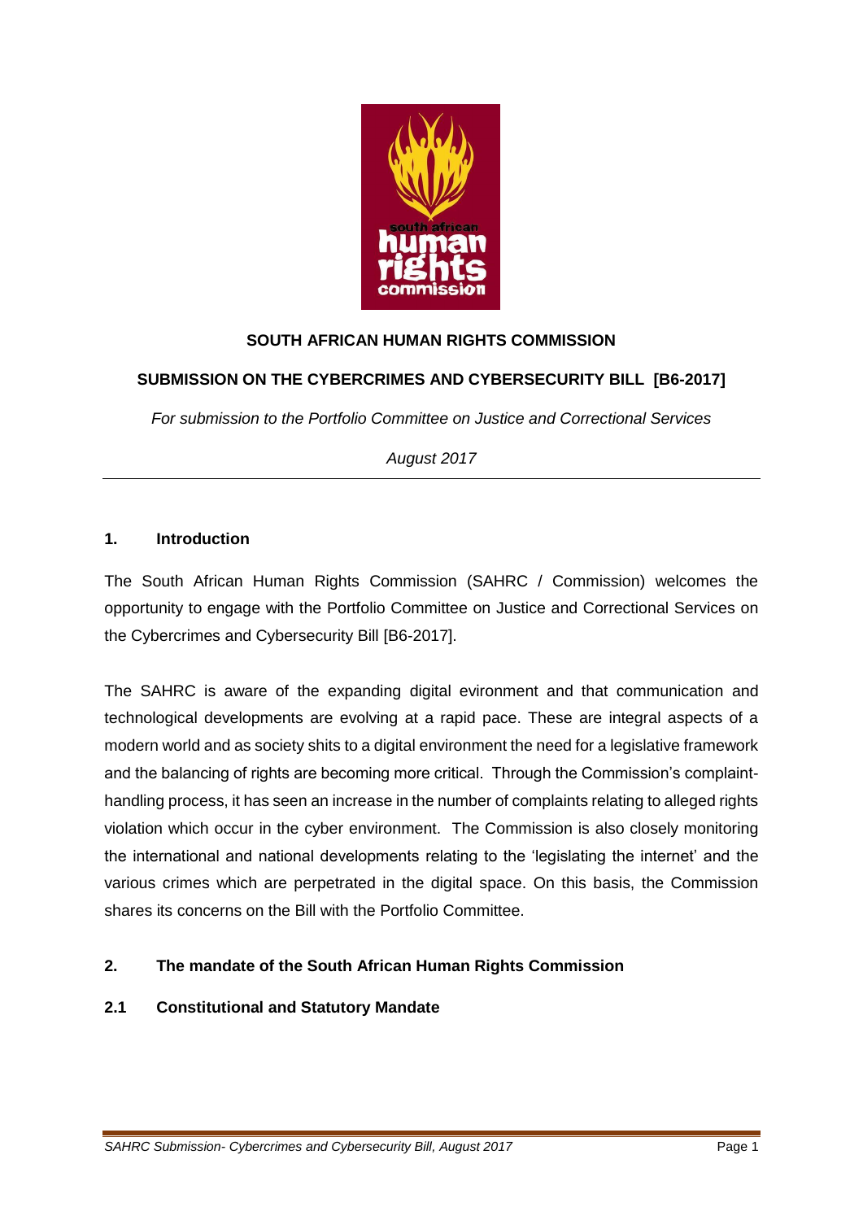**SOUTH AFRICAN HUMAN RIGHTS COMMISSION**

**SUBMISSION ON THE CYBERCRIMES AND CYBERSECURITY BILL [B6-2017]**

*For submission to the Portfolio Committee on Justice and Correctional Services*

*August 2017*

---

## 1. Introduction

The South African Human Rights Commission (SAHRC / Commission) welcomes the opportunity to engage with the Portfolio Committee on Justice and Correctional Services on the Cybercrimes and Cybersecurity Bill [B6-2017].

The SAHRC is aware of the expanding digital evironment and that communication and technological developments are evolving at a rapid pace. These are integral aspects of a modern world and as society shits to a digital environment the need for a legislative framework and the balancing of rights are becoming more critical. Through the Commission's complaint-handling process, it has seen an increase in the number of complaints relating to alleged rights violation which occur in the cyber environment. The Commission is also closely monitoring the international and national developments relating to the 'legislating the internet' and the various crimes which are perpetrated in the digital space. On this basis, the Commission shares its concerns on the Bill with the Portfolio Committee.

## 2. The mandate of the South African Human Rights Commission

### 2.1 Constitutional and Statutory Mandate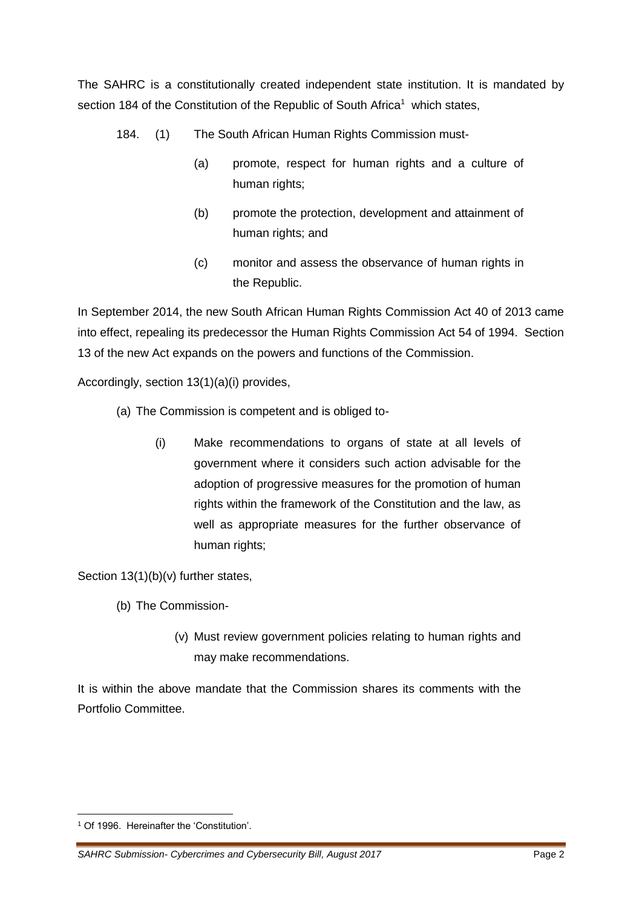The SAHRC is a constitutionally created independent state institution. It is mandated by section 184 of the Constitution of the Republic of South Africa[1] which states,

> 184. (1) The South African Human Rights Commission must-
>
> (a) promote, respect for human rights and a culture of human rights;
>
> (b) promote the protection, development and attainment of human rights; and
>
> (c) monitor and assess the observance of human rights in the Republic.

In September 2014, the new South African Human Rights Commission Act 40 of 2013 came into effect, repealing its predecessor the Human Rights Commission Act 54 of 1994. Section 13 of the new Act expands on the powers and functions of the Commission.

Accordingly, section 13(1)(a)(i) provides,

> (a) The Commission is competent and is obliged to-
>
> (i) Make recommendations to organs of state at all levels of government where it considers such action advisable for the adoption of progressive measures for the promotion of human rights within the framework of the Constitution and the law, as well as appropriate measures for the further observance of human rights;

Section 13(1)(b)(v) further states,

> (b) The Commission-
>
> (v) Must review government policies relating to human rights and may make recommendations.

It is within the above mandate that the Commission shares its comments with the Portfolio Committee.

---

[1] Of 1996. Hereinafter the 'Constitution'.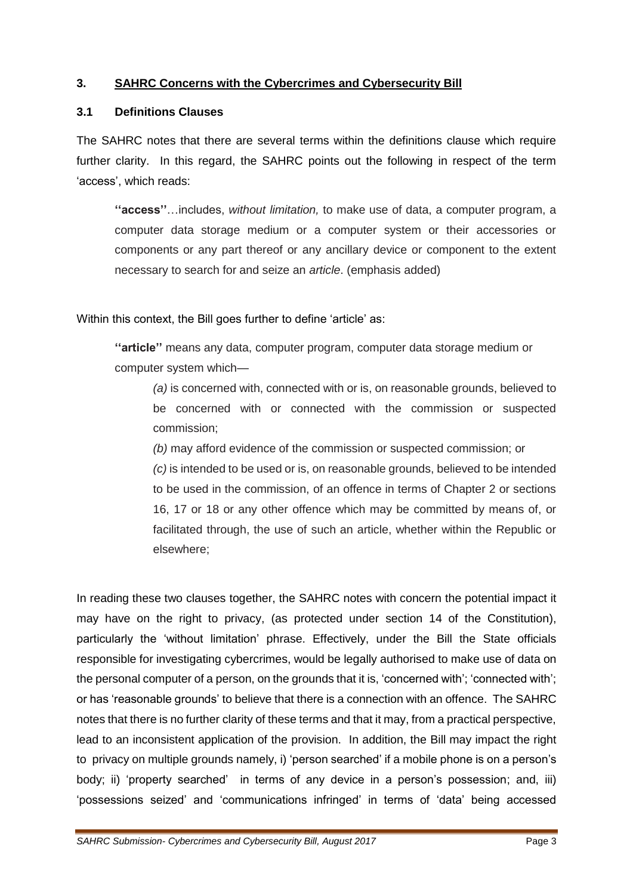## 3. SAHRC Concerns with the Cybercrimes and Cybersecurity Bill

### 3.1 Definitions Clauses

The SAHRC notes that there are several terms within the definitions clause which require further clarity. In this regard, the SAHRC points out the following in respect of the term 'access', which reads:

> **''access''**…includes, *without limitation,* to make use of data, a computer program, a computer data storage medium or a computer system or their accessories or components or any part thereof or any ancillary device or component to the extent necessary to search for and seize an *article*. (emphasis added)

Within this context, the Bill goes further to define 'article' as:

> **''article''** means any data, computer program, computer data storage medium or computer system which—
>
> *(a)* is concerned with, connected with or is, on reasonable grounds, believed to be concerned with or connected with the commission or suspected commission;
>
> *(b)* may afford evidence of the commission or suspected commission; or
>
> *(c)* is intended to be used or is, on reasonable grounds, believed to be intended to be used in the commission, of an offence in terms of Chapter 2 or sections 16, 17 or 18 or any other offence which may be committed by means of, or facilitated through, the use of such an article, whether within the Republic or elsewhere;

In reading these two clauses together, the SAHRC notes with concern the potential impact it may have on the right to privacy, (as protected under section 14 of the Constitution), particularly the 'without limitation' phrase. Effectively, under the Bill the State officials responsible for investigating cybercrimes, would be legally authorised to make use of data on the personal computer of a person, on the grounds that it is, 'concerned with'; 'connected with'; or has 'reasonable grounds' to believe that there is a connection with an offence. The SAHRC notes that there is no further clarity of these terms and that it may, from a practical perspective, lead to an inconsistent application of the provision. In addition, the Bill may impact the right to privacy on multiple grounds namely, i) 'person searched' if a mobile phone is on a person's body; ii) 'property searched' in terms of any device in a person's possession; and, iii) 'possessions seized' and 'communications infringed' in terms of 'data' being accessed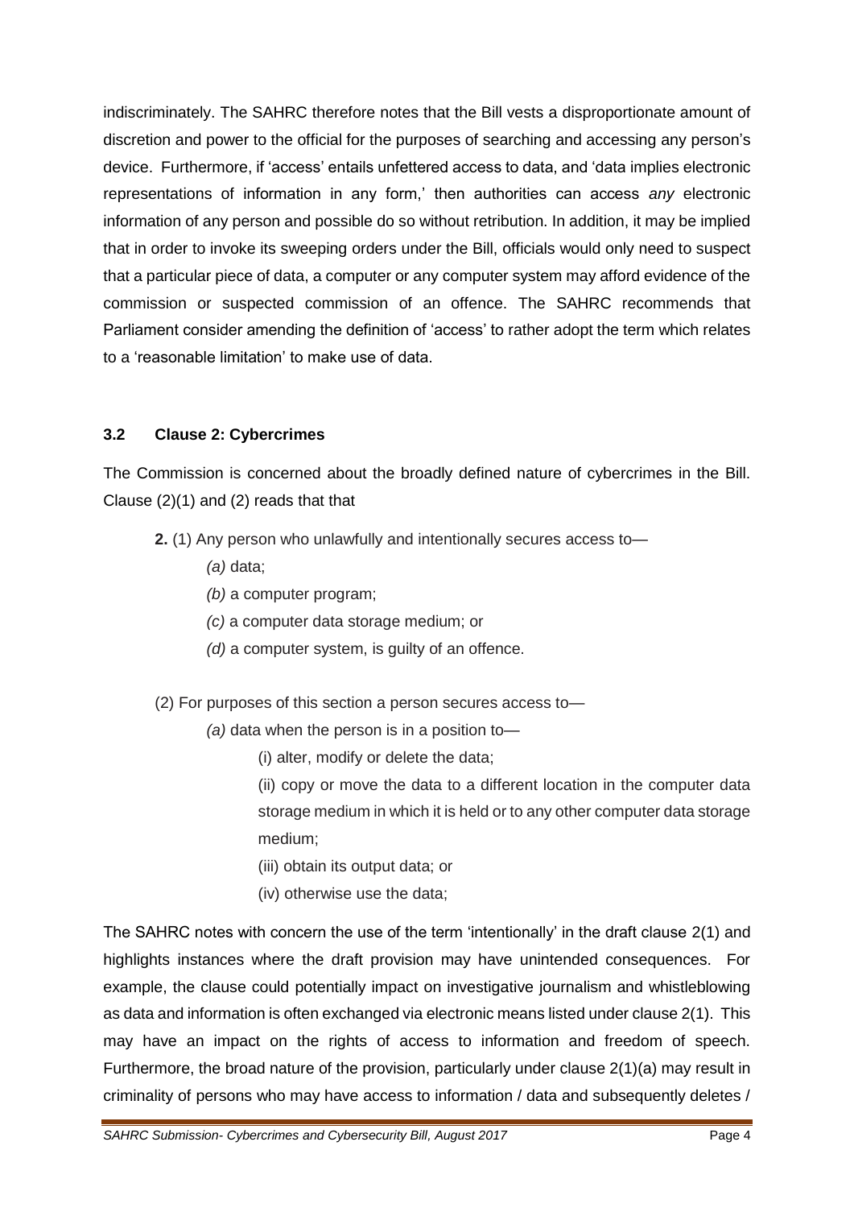indiscriminately. The SAHRC therefore notes that the Bill vests a disproportionate amount of discretion and power to the official for the purposes of searching and accessing any person's device. Furthermore, if 'access' entails unfettered access to data, and 'data implies electronic representations of information in any form,' then authorities can access *any* electronic information of any person and possible do so without retribution. In addition, it may be implied that in order to invoke its sweeping orders under the Bill, officials would only need to suspect that a particular piece of data, a computer or any computer system may afford evidence of the commission or suspected commission of an offence. The SAHRC recommends that Parliament consider amending the definition of 'access' to rather adopt the term which relates to a 'reasonable limitation' to make use of data.

### 3.2 Clause 2: Cybercrimes

The Commission is concerned about the broadly defined nature of cybercrimes in the Bill. Clause (2)(1) and (2) reads that that

> **2.** (1) Any person who unlawfully and intentionally secures access to—
>
> *(a)* data;
>
> *(b)* a computer program;
>
> *(c)* a computer data storage medium; or
>
> *(d)* a computer system, is guilty of an offence.
>
> (2) For purposes of this section a person secures access to—
>
> *(a)* data when the person is in a position to—
>
> (i) alter, modify or delete the data;
>
> (ii) copy or move the data to a different location in the computer data storage medium in which it is held or to any other computer data storage medium;
>
> (iii) obtain its output data; or
>
> (iv) otherwise use the data;

The SAHRC notes with concern the use of the term 'intentionally' in the draft clause 2(1) and highlights instances where the draft provision may have unintended consequences. For example, the clause could potentially impact on investigative journalism and whistleblowing as data and information is often exchanged via electronic means listed under clause 2(1). This may have an impact on the rights of access to information and freedom of speech. Furthermore, the broad nature of the provision, particularly under clause 2(1)(a) may result in criminality of persons who may have access to information / data and subsequently deletes /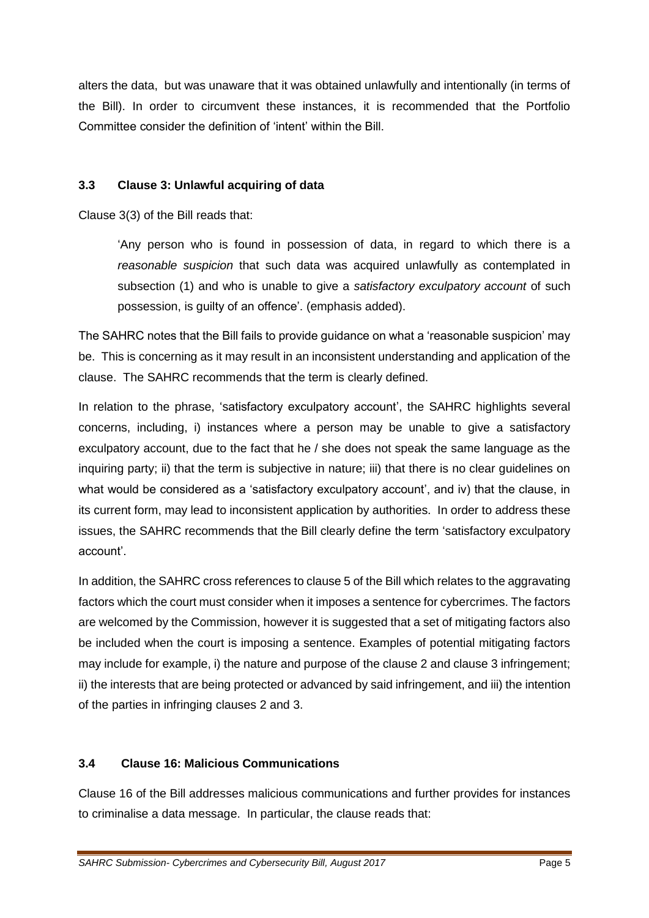alters the data, but was unaware that it was obtained unlawfully and intentionally (in terms of the Bill). In order to circumvent these instances, it is recommended that the Portfolio Committee consider the definition of 'intent' within the Bill.

### 3.3 Clause 3: Unlawful acquiring of data

Clause 3(3) of the Bill reads that:

> 'Any person who is found in possession of data, in regard to which there is a *reasonable suspicion* that such data was acquired unlawfully as contemplated in subsection (1) and who is unable to give a *satisfactory exculpatory account* of such possession, is guilty of an offence'. (emphasis added).

The SAHRC notes that the Bill fails to provide guidance on what a 'reasonable suspicion' may be. This is concerning as it may result in an inconsistent understanding and application of the clause. The SAHRC recommends that the term is clearly defined.

In relation to the phrase, 'satisfactory exculpatory account', the SAHRC highlights several concerns, including, i) instances where a person may be unable to give a satisfactory exculpatory account, due to the fact that he / she does not speak the same language as the inquiring party; ii) that the term is subjective in nature; iii) that there is no clear guidelines on what would be considered as a 'satisfactory exculpatory account', and iv) that the clause, in its current form, may lead to inconsistent application by authorities. In order to address these issues, the SAHRC recommends that the Bill clearly define the term 'satisfactory exculpatory account'.

In addition, the SAHRC cross references to clause 5 of the Bill which relates to the aggravating factors which the court must consider when it imposes a sentence for cybercrimes. The factors are welcomed by the Commission, however it is suggested that a set of mitigating factors also be included when the court is imposing a sentence. Examples of potential mitigating factors may include for example, i) the nature and purpose of the clause 2 and clause 3 infringement; ii) the interests that are being protected or advanced by said infringement, and iii) the intention of the parties in infringing clauses 2 and 3.

### 3.4 Clause 16: Malicious Communications

Clause 16 of the Bill addresses malicious communications and further provides for instances to criminalise a data message. In particular, the clause reads that: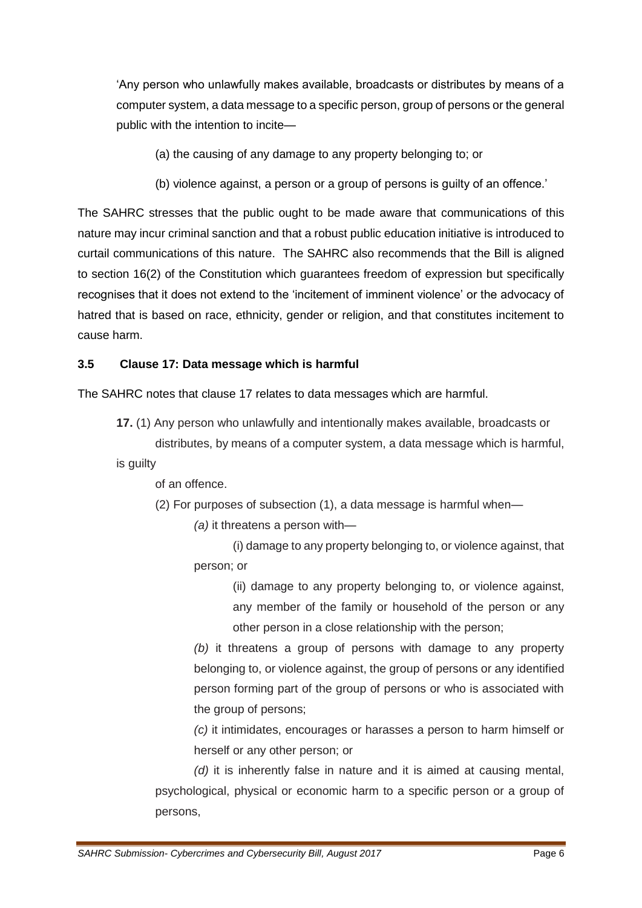'Any person who unlawfully makes available, broadcasts or distributes by means of a computer system, a data message to a specific person, group of persons or the general public with the intention to incite—

(a) the causing of any damage to any property belonging to; or

(b) violence against, a person or a group of persons is guilty of an offence.'

The SAHRC stresses that the public ought to be made aware that communications of this nature may incur criminal sanction and that a robust public education initiative is introduced to curtail communications of this nature. The SAHRC also recommends that the Bill is aligned to section 16(2) of the Constitution which guarantees freedom of expression but specifically recognises that it does not extend to the 'incitement of imminent violence' or the advocacy of hatred that is based on race, ethnicity, gender or religion, and that constitutes incitement to cause harm.

### 3.5 Clause 17: Data message which is harmful

The SAHRC notes that clause 17 relates to data messages which are harmful.

**17.** (1) Any person who unlawfully and intentionally makes available, broadcasts or distributes, by means of a computer system, a data message which is harmful, is guilty of an offence.

(2) For purposes of subsection (1), a data message is harmful when—

*(a)* it threatens a person with—

(i) damage to any property belonging to, or violence against, that person; or

(ii) damage to any property belonging to, or violence against, any member of the family or household of the person or any other person in a close relationship with the person;

*(b)* it threatens a group of persons with damage to any property belonging to, or violence against, the group of persons or any identified person forming part of the group of persons or who is associated with the group of persons;

*(c)* it intimidates, encourages or harasses a person to harm himself or herself or any other person; or

*(d)* it is inherently false in nature and it is aimed at causing mental, psychological, physical or economic harm to a specific person or a group of persons,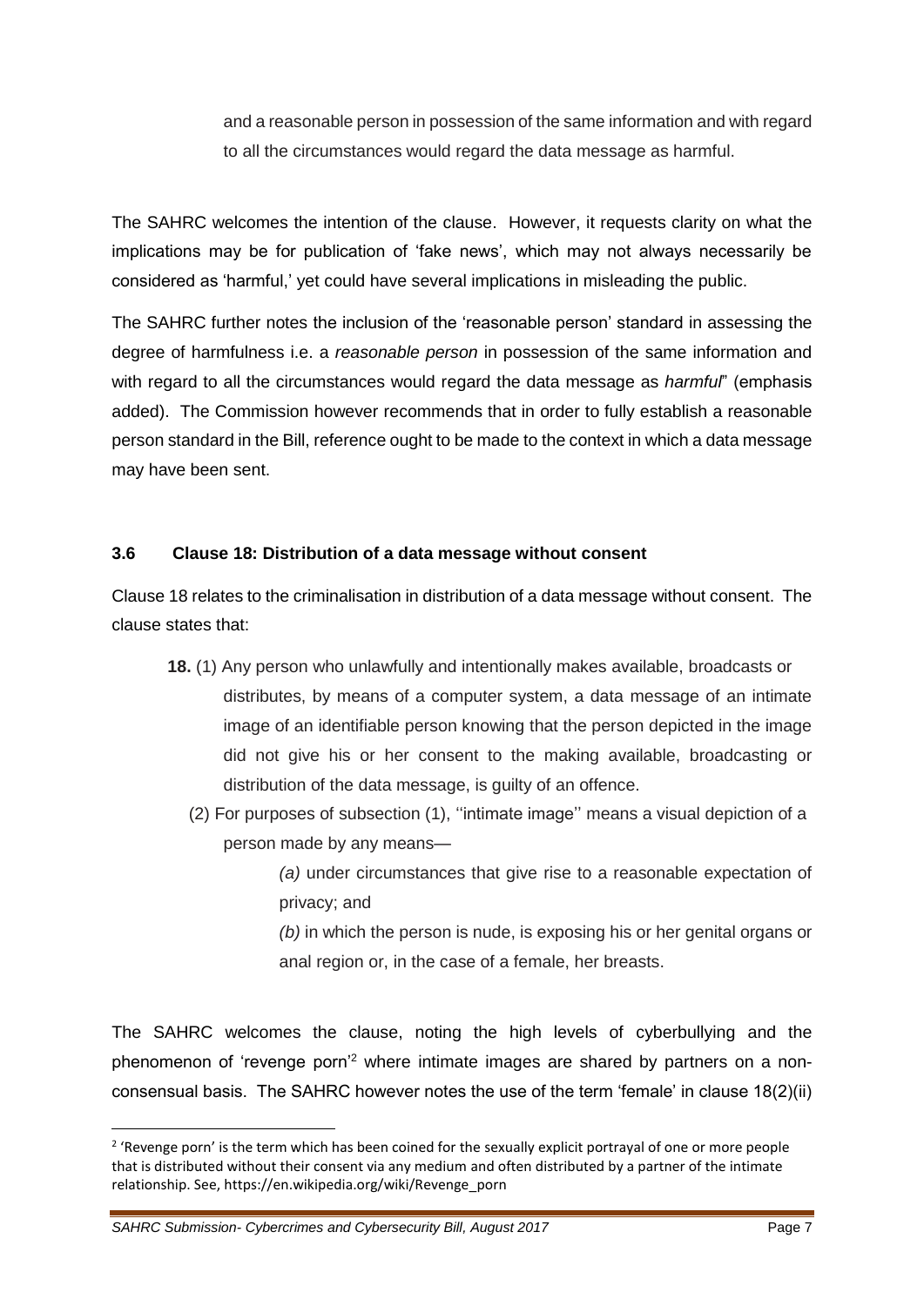and a reasonable person in possession of the same information and with regard to all the circumstances would regard the data message as harmful.

The SAHRC welcomes the intention of the clause. However, it requests clarity on what the implications may be for publication of 'fake news', which may not always necessarily be considered as 'harmful,' yet could have several implications in misleading the public.

The SAHRC further notes the inclusion of the 'reasonable person' standard in assessing the degree of harmfulness i.e. a *reasonable person* in possession of the same information and with regard to all the circumstances would regard the data message as *harmful*" (emphasis added). The Commission however recommends that in order to fully establish a reasonable person standard in the Bill, reference ought to be made to the context in which a data message may have been sent.

### 3.6 Clause 18: Distribution of a data message without consent

Clause 18 relates to the criminalisation in distribution of a data message without consent. The clause states that:

> **18.** (1) Any person who unlawfully and intentionally makes available, broadcasts or distributes, by means of a computer system, a data message of an intimate image of an identifiable person knowing that the person depicted in the image did not give his or her consent to the making available, broadcasting or distribution of the data message, is guilty of an offence.
>
> (2) For purposes of subsection (1), ''intimate image'' means a visual depiction of a person made by any means—
>
> *(a)* under circumstances that give rise to a reasonable expectation of privacy; and
>
> *(b)* in which the person is nude, is exposing his or her genital organs or anal region or, in the case of a female, her breasts.

The SAHRC welcomes the clause, noting the high levels of cyberbullying and the phenomenon of 'revenge porn'[2] where intimate images are shared by partners on a non-consensual basis. The SAHRC however notes the use of the term 'female' in clause 18(2)(ii)

---

[2] 'Revenge porn' is the term which has been coined for the sexually explicit portrayal of one or more people that is distributed without their consent via any medium and often distributed by a partner of the intimate relationship. See, https://en.wikipedia.org/wiki/Revenge_porn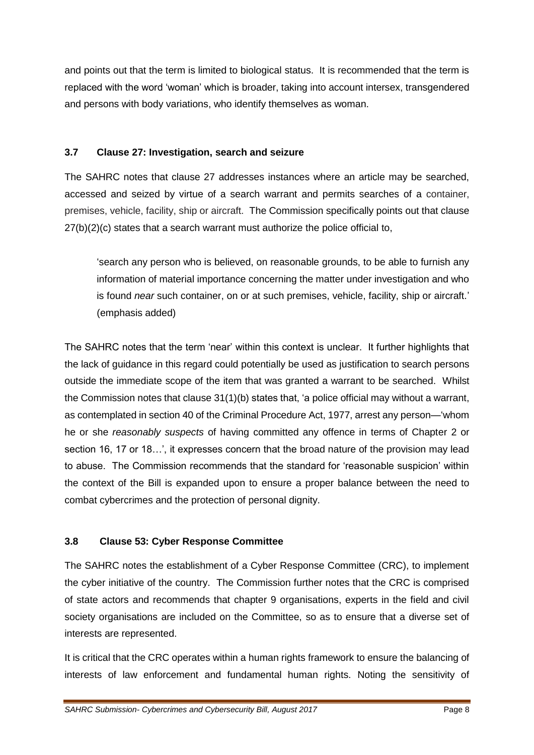and points out that the term is limited to biological status. It is recommended that the term is replaced with the word 'woman' which is broader, taking into account intersex, transgendered and persons with body variations, who identify themselves as woman.

### 3.7 Clause 27: Investigation, search and seizure

The SAHRC notes that clause 27 addresses instances where an article may be searched, accessed and seized by virtue of a search warrant and permits searches of a container, premises, vehicle, facility, ship or aircraft. The Commission specifically points out that clause 27(b)(2)(c) states that a search warrant must authorize the police official to,

> 'search any person who is believed, on reasonable grounds, to be able to furnish any information of material importance concerning the matter under investigation and who is found *near* such container, on or at such premises, vehicle, facility, ship or aircraft.' (emphasis added)

The SAHRC notes that the term 'near' within this context is unclear. It further highlights that the lack of guidance in this regard could potentially be used as justification to search persons outside the immediate scope of the item that was granted a warrant to be searched. Whilst the Commission notes that clause 31(1)(b) states that, 'a police official may without a warrant, as contemplated in section 40 of the Criminal Procedure Act, 1977, arrest any person—'whom he or she *reasonably suspects* of having committed any offence in terms of Chapter 2 or section 16, 17 or 18…', it expresses concern that the broad nature of the provision may lead to abuse. The Commission recommends that the standard for 'reasonable suspicion' within the context of the Bill is expanded upon to ensure a proper balance between the need to combat cybercrimes and the protection of personal dignity.

### 3.8 Clause 53: Cyber Response Committee

The SAHRC notes the establishment of a Cyber Response Committee (CRC), to implement the cyber initiative of the country. The Commission further notes that the CRC is comprised of state actors and recommends that chapter 9 organisations, experts in the field and civil society organisations are included on the Committee, so as to ensure that a diverse set of interests are represented.

It is critical that the CRC operates within a human rights framework to ensure the balancing of interests of law enforcement and fundamental human rights. Noting the sensitivity of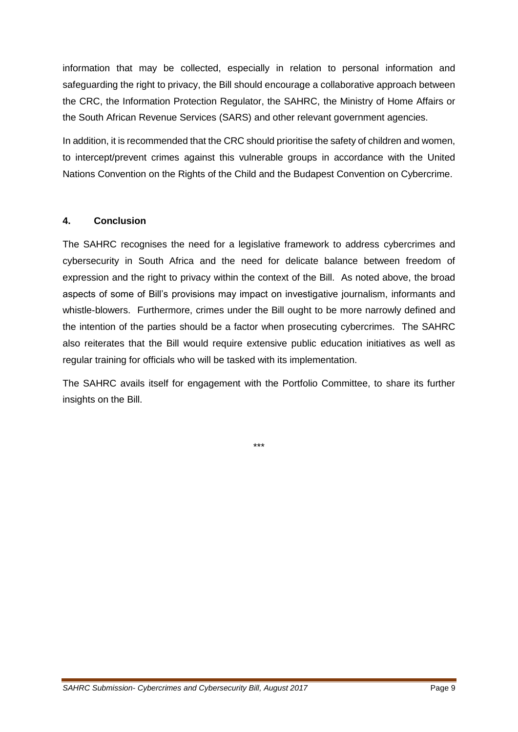information that may be collected, especially in relation to personal information and safeguarding the right to privacy, the Bill should encourage a collaborative approach between the CRC, the Information Protection Regulator, the SAHRC, the Ministry of Home Affairs or the South African Revenue Services (SARS) and other relevant government agencies.

In addition, it is recommended that the CRC should prioritise the safety of children and women, to intercept/prevent crimes against this vulnerable groups in accordance with the United Nations Convention on the Rights of the Child and the Budapest Convention on Cybercrime.

## 4. Conclusion

The SAHRC recognises the need for a legislative framework to address cybercrimes and cybersecurity in South Africa and the need for delicate balance between freedom of expression and the right to privacy within the context of the Bill. As noted above, the broad aspects of some of Bill's provisions may impact on investigative journalism, informants and whistle-blowers. Furthermore, crimes under the Bill ought to be more narrowly defined and the intention of the parties should be a factor when prosecuting cybercrimes. The SAHRC also reiterates that the Bill would require extensive public education initiatives as well as regular training for officials who will be tasked with its implementation.

The SAHRC avails itself for engagement with the Portfolio Committee, to share its further insights on the Bill.

***